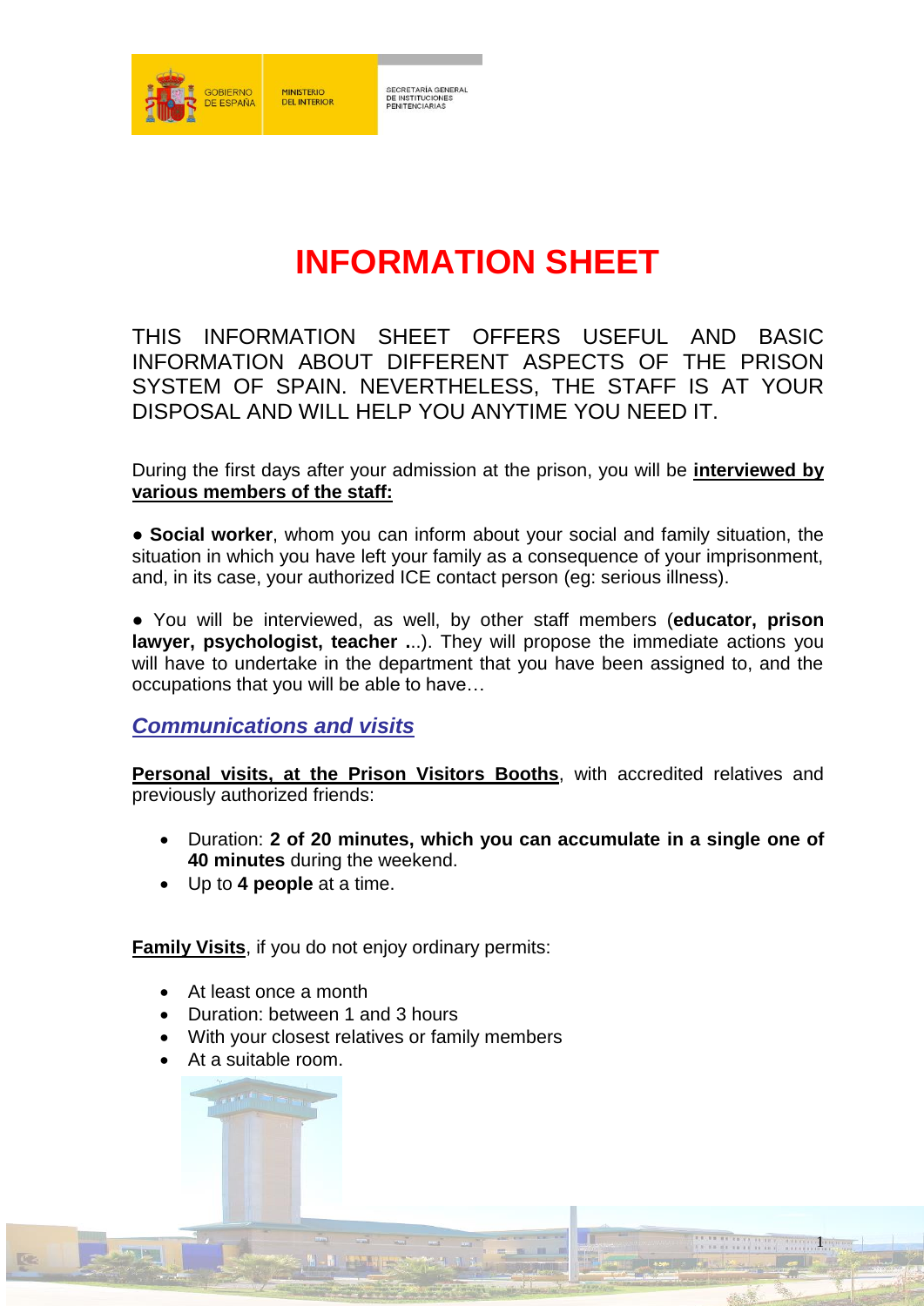GOBIERNO DE ESPAÑA — MINISTERIO DEL INTERIOR — SECRETARÍA GENERAL DE INSTITUCIONES PENITENCIARIAS

# INFORMATION SHEET

THIS INFORMATION SHEET OFFERS USEFUL AND BASIC INFORMATION ABOUT DIFFERENT ASPECTS OF THE PRISON SYSTEM OF SPAIN. NEVERTHELESS, THE STAFF IS AT YOUR DISPOSAL AND WILL HELP YOU ANYTIME YOU NEED IT.

During the first days after your admission at the prison, you will be **interviewed by various members of the staff:**

● **Social worker**, whom you can inform about your social and family situation, the situation in which you have left your family as a consequence of your imprisonment, and, in its case, your authorized ICE contact person (eg: serious illness).

● You will be interviewed, as well, by other staff members (**educator, prison lawyer, psychologist, teacher .**..). They will propose the immediate actions you will have to undertake in the department that you have been assigned to, and the occupations that you will be able to have…

## *Communications and visits*

**Personal visits, at the Prison Visitors Booths**, with accredited relatives and previously authorized friends:

- Duration: **2 of 20 minutes, which you can accumulate in a single one of 40 minutes** during the weekend.
- Up to **4 people** at a time.

**Family Visits**, if you do not enjoy ordinary permits:

- At least once a month
- Duration: between 1 and 3 hours
- With your closest relatives or family members
- At a suitable room.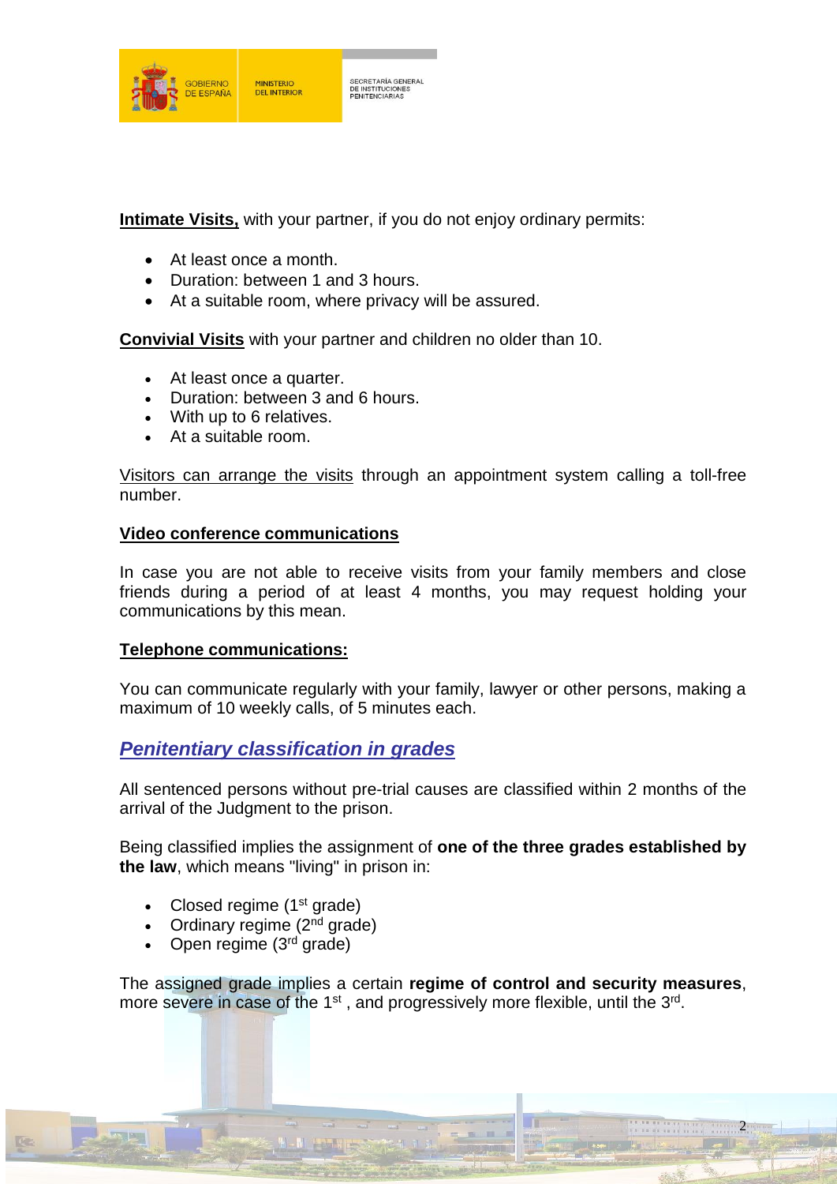**Intimate Visits,** with your partner, if you do not enjoy ordinary permits:

- At least once a month.
- Duration: between 1 and 3 hours.
- At a suitable room, where privacy will be assured.

**Convivial Visits** with your partner and children no older than 10.

- At least once a quarter.
- Duration: between 3 and 6 hours.
- With up to 6 relatives.
- At a suitable room.

Visitors can arrange the visits through an appointment system calling a toll-free number.

**Video conference communications**

In case you are not able to receive visits from your family members and close friends during a period of at least 4 months, you may request holding your communications by this mean.

**Telephone communications:**

You can communicate regularly with your family, lawyer or other persons, making a maximum of 10 weekly calls, of 5 minutes each.

## *Penitentiary classification in grades*

All sentenced persons without pre-trial causes are classified within 2 months of the arrival of the Judgment to the prison.

Being classified implies the assignment of **one of the three grades established by the law**, which means "living" in prison in:

- Closed regime (1st grade)
- Ordinary regime (2nd grade)
- Open regime (3rd grade)

The assigned grade implies a certain **regime of control and security measures**, more severe in case of the 1st , and progressively more flexible, until the 3rd.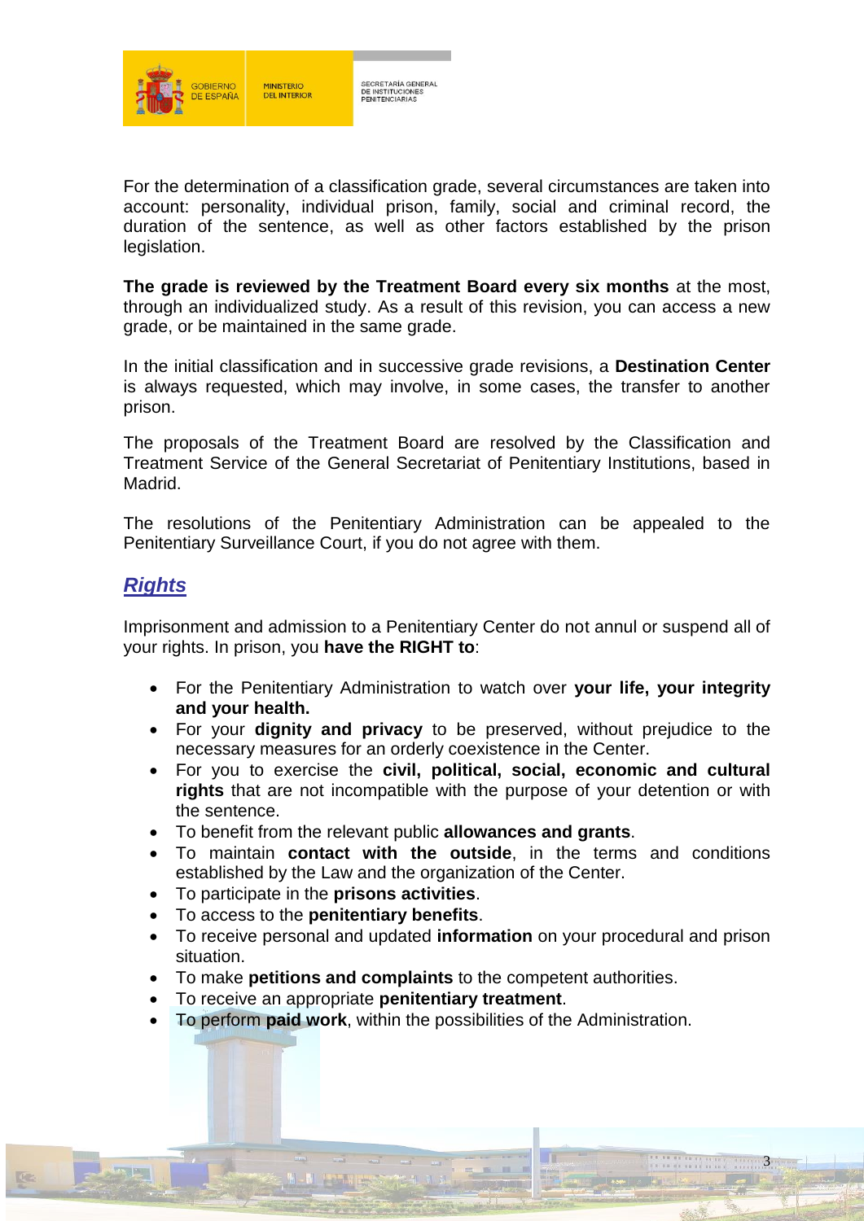For the determination of a classification grade, several circumstances are taken into account: personality, individual prison, family, social and criminal record, the duration of the sentence, as well as other factors established by the prison legislation.

**The grade is reviewed by the Treatment Board every six months** at the most, through an individualized study. As a result of this revision, you can access a new grade, or be maintained in the same grade.

In the initial classification and in successive grade revisions, a **Destination Center** is always requested, which may involve, in some cases, the transfer to another prison.

The proposals of the Treatment Board are resolved by the Classification and Treatment Service of the General Secretariat of Penitentiary Institutions, based in Madrid.

The resolutions of the Penitentiary Administration can be appealed to the Penitentiary Surveillance Court, if you do not agree with them.

## ***Rights***

Imprisonment and admission to a Penitentiary Center do not annul or suspend all of your rights. In prison, you **have the RIGHT to**:

- For the Penitentiary Administration to watch over **your life, your integrity and your health.**
- For your **dignity and privacy** to be preserved, without prejudice to the necessary measures for an orderly coexistence in the Center.
- For you to exercise the **civil, political, social, economic and cultural rights** that are not incompatible with the purpose of your detention or with the sentence.
- To benefit from the relevant public **allowances and grants**.
- To maintain **contact with the outside**, in the terms and conditions established by the Law and the organization of the Center.
- To participate in the **prisons activities**.
- To access to the **penitentiary benefits**.
- To receive personal and updated **information** on your procedural and prison situation.
- To make **petitions and complaints** to the competent authorities.
- To receive an appropriate **penitentiary treatment**.
- To perform **paid work**, within the possibilities of the Administration.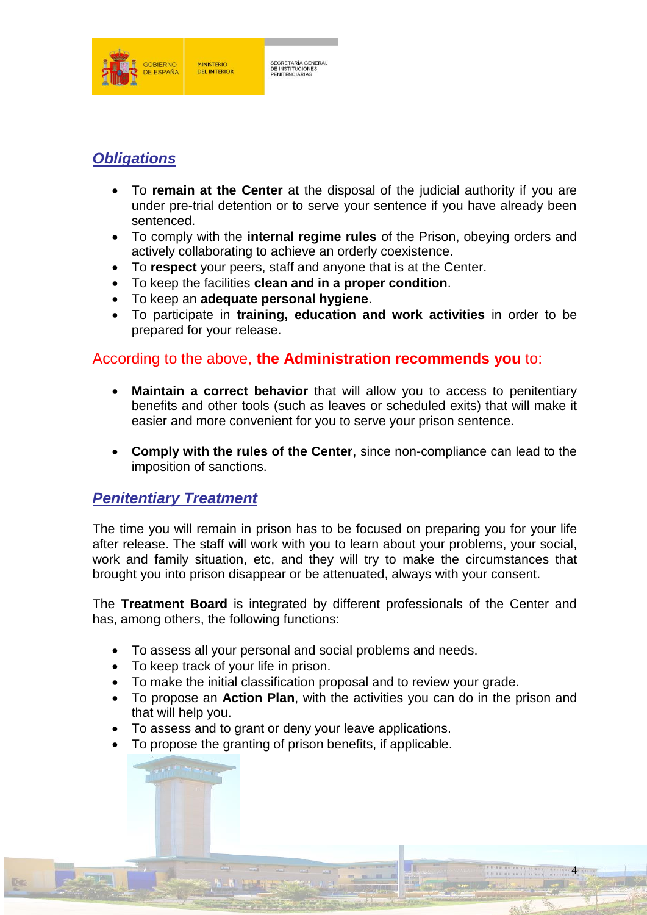## ***Obligations***

- To **remain at the Center** at the disposal of the judicial authority if you are under pre-trial detention or to serve your sentence if you have already been sentenced.
- To comply with the **internal regime rules** of the Prison, obeying orders and actively collaborating to achieve an orderly coexistence.
- To **respect** your peers, staff and anyone that is at the Center.
- To keep the facilities **clean and in a proper condition**.
- To keep an **adequate personal hygiene**.
- To participate in **training, education and work activities** in order to be prepared for your release.

### According to the above, **the Administration recommends you** to:

- **Maintain a correct behavior** that will allow you to access to penitentiary benefits and other tools (such as leaves or scheduled exits) that will make it easier and more convenient for you to serve your prison sentence.

- **Comply with the rules of the Center**, since non-compliance can lead to the imposition of sanctions.

## ***Penitentiary Treatment***

The time you will remain in prison has to be focused on preparing you for your life after release. The staff will work with you to learn about your problems, your social, work and family situation, etc, and they will try to make the circumstances that brought you into prison disappear or be attenuated, always with your consent.

The **Treatment Board** is integrated by different professionals of the Center and has, among others, the following functions:

- To assess all your personal and social problems and needs.
- To keep track of your life in prison.
- To make the initial classification proposal and to review your grade.
- To propose an **Action Plan**, with the activities you can do in the prison and that will help you.
- To assess and to grant or deny your leave applications.
- To propose the granting of prison benefits, if applicable.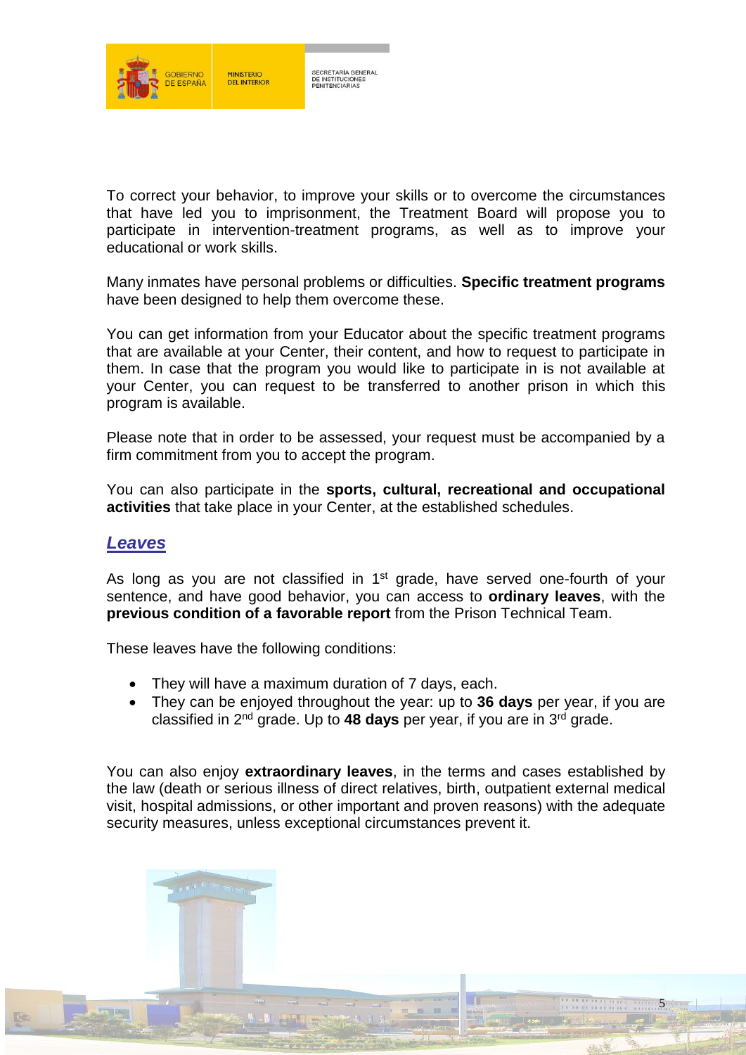To correct your behavior, to improve your skills or to overcome the circumstances that have led you to imprisonment, the Treatment Board will propose you to participate in intervention-treatment programs, as well as to improve your educational or work skills.

Many inmates have personal problems or difficulties. **Specific treatment programs** have been designed to help them overcome these.

You can get information from your Educator about the specific treatment programs that are available at your Center, their content, and how to request to participate in them. In case that the program you would like to participate in is not available at your Center, you can request to be transferred to another prison in which this program is available.

Please note that in order to be assessed, your request must be accompanied by a firm commitment from you to accept the program.

You can also participate in the **sports, cultural, recreational and occupational activities** that take place in your Center, at the established schedules.

## ***Leaves***

As long as you are not classified in 1st grade, have served one-fourth of your sentence, and have good behavior, you can access to **ordinary leaves**, with the **previous condition of a favorable report** from the Prison Technical Team.

These leaves have the following conditions:

- They will have a maximum duration of 7 days, each.
- They can be enjoyed throughout the year: up to **36 days** per year, if you are classified in 2nd grade. Up to **48 days** per year, if you are in 3rd grade.

You can also enjoy **extraordinary leaves**, in the terms and cases established by the law (death or serious illness of direct relatives, birth, outpatient external medical visit, hospital admissions, or other important and proven reasons) with the adequate security measures, unless exceptional circumstances prevent it.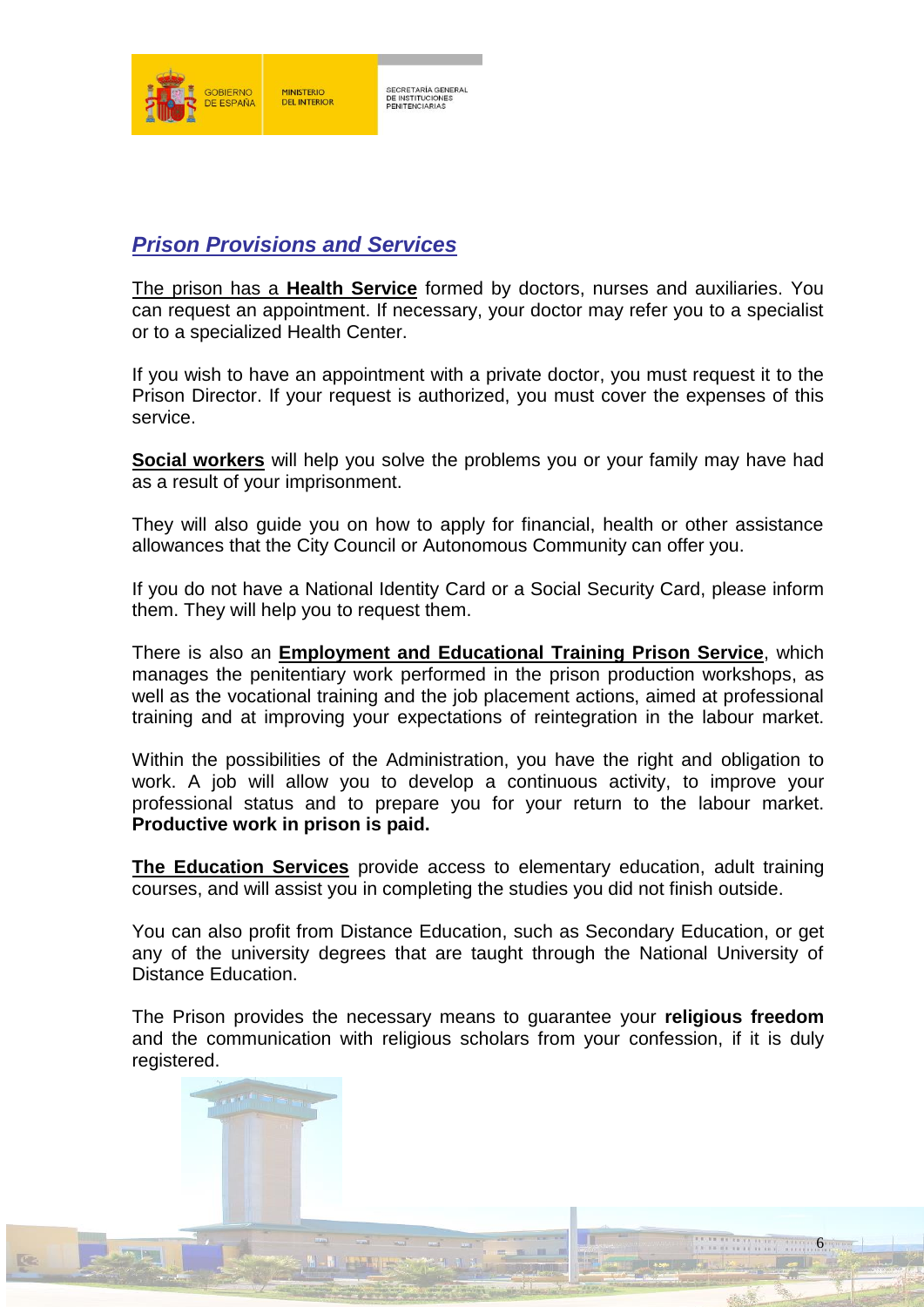## ***Prison Provisions and Services***

The prison has a **Health Service** formed by doctors, nurses and auxiliaries. You can request an appointment. If necessary, your doctor may refer you to a specialist or to a specialized Health Center.

If you wish to have an appointment with a private doctor, you must request it to the Prison Director. If your request is authorized, you must cover the expenses of this service.

**Social workers** will help you solve the problems you or your family may have had as a result of your imprisonment.

They will also guide you on how to apply for financial, health or other assistance allowances that the City Council or Autonomous Community can offer you.

If you do not have a National Identity Card or a Social Security Card, please inform them. They will help you to request them.

There is also an **Employment and Educational Training Prison Service**, which manages the penitentiary work performed in the prison production workshops, as well as the vocational training and the job placement actions, aimed at professional training and at improving your expectations of reintegration in the labour market.

Within the possibilities of the Administration, you have the right and obligation to work. A job will allow you to develop a continuous activity, to improve your professional status and to prepare you for your return to the labour market. **Productive work in prison is paid.**

**The Education Services** provide access to elementary education, adult training courses, and will assist you in completing the studies you did not finish outside.

You can also profit from Distance Education, such as Secondary Education, or get any of the university degrees that are taught through the National University of Distance Education.

The Prison provides the necessary means to guarantee your **religious freedom** and the communication with religious scholars from your confession, if it is duly registered.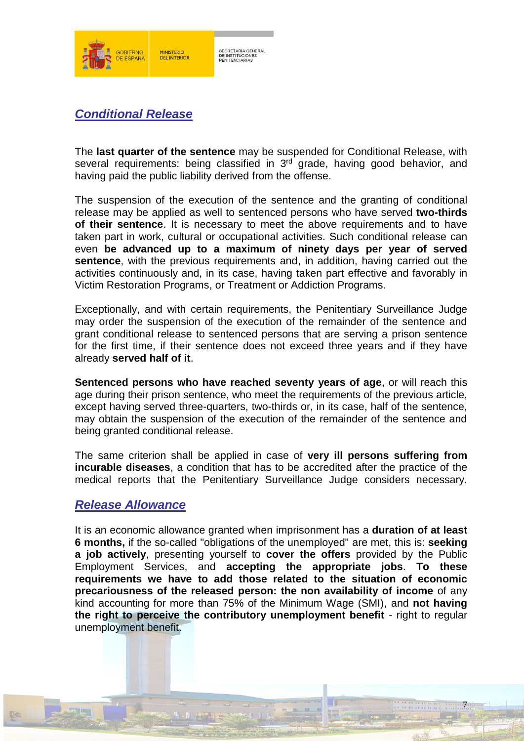## ***Conditional Release***

The **last quarter of the sentence** may be suspended for Conditional Release, with several requirements: being classified in 3rd grade, having good behavior, and having paid the public liability derived from the offense.

The suspension of the execution of the sentence and the granting of conditional release may be applied as well to sentenced persons who have served **two-thirds of their sentence**. It is necessary to meet the above requirements and to have taken part in work, cultural or occupational activities. Such conditional release can even **be advanced up to a maximum of ninety days per year of served sentence**, with the previous requirements and, in addition, having carried out the activities continuously and, in its case, having taken part effective and favorably in Victim Restoration Programs, or Treatment or Addiction Programs.

Exceptionally, and with certain requirements, the Penitentiary Surveillance Judge may order the suspension of the execution of the remainder of the sentence and grant conditional release to sentenced persons that are serving a prison sentence for the first time, if their sentence does not exceed three years and if they have already **served half of it**.

**Sentenced persons who have reached seventy years of age**, or will reach this age during their prison sentence, who meet the requirements of the previous article, except having served three-quarters, two-thirds or, in its case, half of the sentence, may obtain the suspension of the execution of the remainder of the sentence and being granted conditional release.

The same criterion shall be applied in case of **very ill persons suffering from incurable diseases**, a condition that has to be accredited after the practice of the medical reports that the Penitentiary Surveillance Judge considers necessary.

## ***Release Allowance***

It is an economic allowance granted when imprisonment has a **duration of at least 6 months,** if the so-called "obligations of the unemployed" are met, this is: **seeking a job actively**, presenting yourself to **cover the offers** provided by the Public Employment Services, and **accepting the appropriate jobs**. **To these requirements we have to add those related to the situation of economic precariousness of the released person: the non availability of income** of any kind accounting for more than 75% of the Minimum Wage (SMI), and **not having the right to perceive the contributory unemployment benefit** - right to regular unemployment benefit.